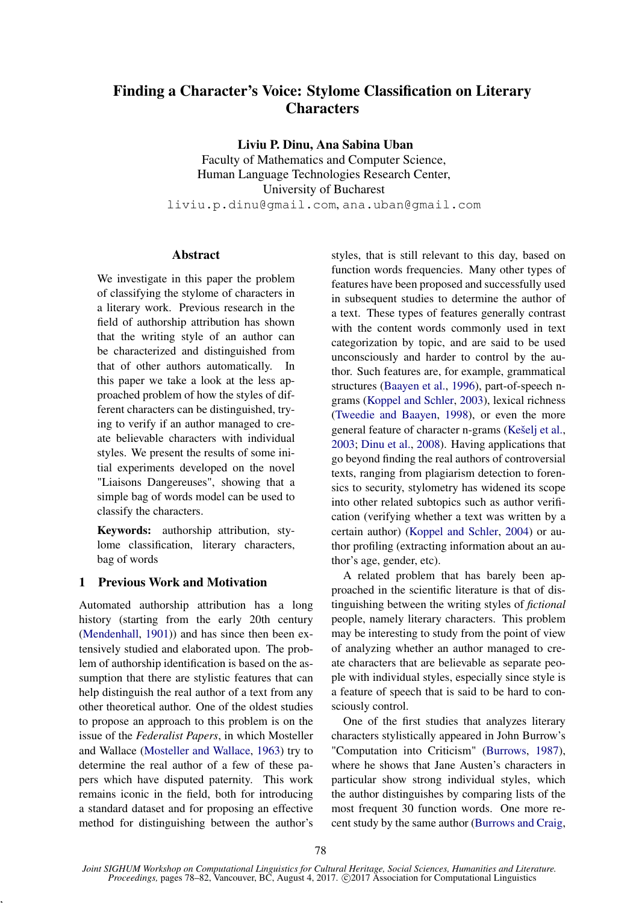# Finding a Character's Voice: Stylome Classification on Literary Characters

**Liviu P. Dinu, Ana Sabina Uban**
Faculty of Mathematics and Computer Science,
Human Language Technologies Research Center,
University of Bucharest
liviu.p.dinu@gmail.com, ana.uban@gmail.com

## Abstract

We investigate in this paper the problem of classifying the stylome of characters in a literary work. Previous research in the field of authorship attribution has shown that the writing style of an author can be characterized and distinguished from that of other authors automatically. In this paper we take a look at the less approached problem of how the styles of different characters can be distinguished, trying to verify if an author managed to create believable characters with individual styles. We present the results of some initial experiments developed on the novel "Liaisons Dangereuses", showing that a simple bag of words model can be used to classify the characters.

**Keywords:** authorship attribution, stylome classification, literary characters, bag of words

## 1 Previous Work and Motivation

Automated authorship attribution has a long history (starting from the early 20th century (Mendenhall, 1901)) and has since then been extensively studied and elaborated upon. The problem of authorship identification is based on the assumption that there are stylistic features that can help distinguish the real author of a text from any other theoretical author. One of the oldest studies to propose an approach to this problem is on the issue of the *Federalist Papers*, in which Mosteller and Wallace (Mosteller and Wallace, 1963) try to determine the real author of a few of these papers which have disputed paternity. This work remains iconic in the field, both for introducing a standard dataset and for proposing an effective method for distinguishing between the author's styles, that is still relevant to this day, based on function words frequencies. Many other types of features have been proposed and successfully used in subsequent studies to determine the author of a text. These types of features generally contrast with the content words commonly used in text categorization by topic, and are said to be used unconsciously and harder to control by the author. Such features are, for example, grammatical structures (Baayen et al., 1996), part-of-speech n-grams (Koppel and Schler, 2003), lexical richness (Tweedie and Baayen, 1998), or even the more general feature of character n-grams (Kešelj et al., 2003; Dinu et al., 2008). Having applications that go beyond finding the real authors of controversial texts, ranging from plagiarism detection to forensics to security, stylometry has widened its scope into other related subtopics such as author verification (verifying whether a text was written by a certain author) (Koppel and Schler, 2004) or author profiling (extracting information about an author's age, gender, etc).

A related problem that has barely been approached in the scientific literature is that of distinguishing between the writing styles of *fictional* people, namely literary characters. This problem may be interesting to study from the point of view of analyzing whether an author managed to create characters that are believable as separate people with individual styles, especially since style is a feature of speech that is said to be hard to consciously control.

One of the first studies that analyzes literary characters stylistically appeared in John Burrow's "Computation into Criticism" (Burrows, 1987), where he shows that Jane Austen's characters in particular show strong individual styles, which the author distinguishes by comparing lists of the most frequent 30 function words. One more recent study by the same author (Burrows and Craig,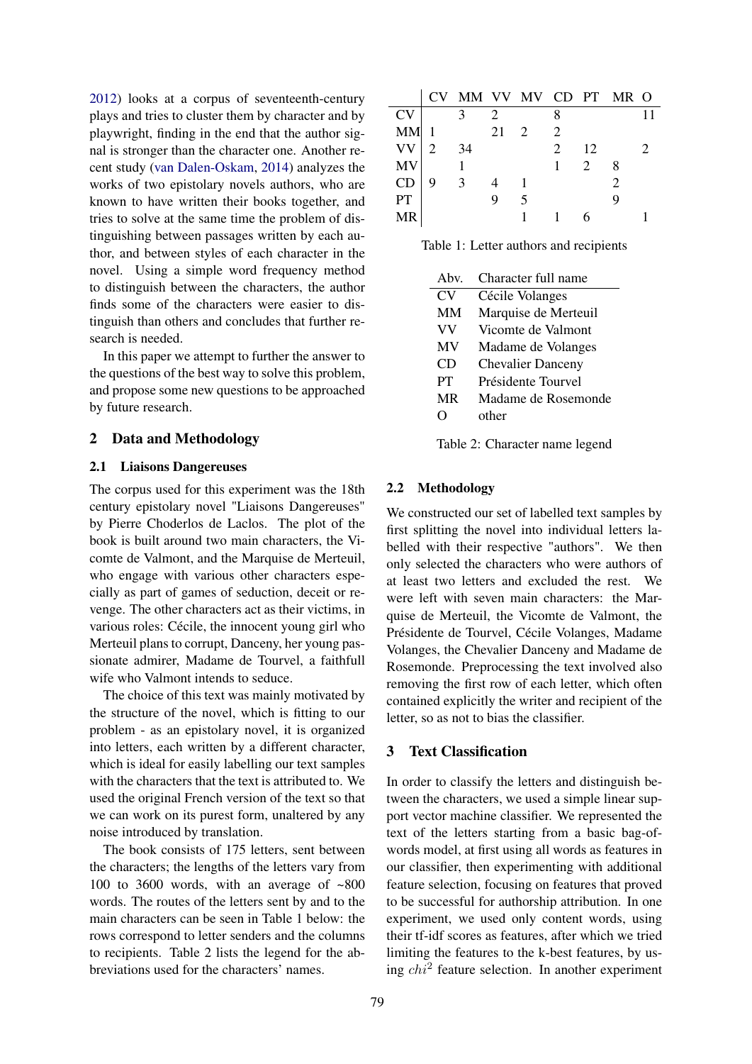2012) looks at a corpus of seventeenth-century plays and tries to cluster them by character and by playwright, finding in the end that the author signal is stronger than the character one. Another recent study (van Dalen-Oskam, 2014) analyzes the works of two epistolary novels authors, who are known to have written their books together, and tries to solve at the same time the problem of distinguishing between passages written by each author, and between styles of each character in the novel. Using a simple word frequency method to distinguish between the characters, the author finds some of the characters were easier to distinguish than others and concludes that further research is needed.

In this paper we attempt to further the answer to the questions of the best way to solve this problem, and propose some new questions to be approached by future research.

## 2 Data and Methodology

### 2.1 Liaisons Dangereuses

The corpus used for this experiment was the 18th century epistolary novel "Liaisons Dangereuses" by Pierre Choderlos de Laclos. The plot of the book is built around two main characters, the Vicomte de Valmont, and the Marquise de Merteuil, who engage with various other characters especially as part of games of seduction, deceit or revenge. The other characters act as their victims, in various roles: Cécile, the innocent young girl who Merteuil plans to corrupt, Danceny, her young passionate admirer, Madame de Tourvel, a faithfull wife who Valmont intends to seduce.

The choice of this text was mainly motivated by the structure of the novel, which is fitting to our problem - as an epistolary novel, it is organized into letters, each written by a different character, which is ideal for easily labelling our text samples with the characters that the text is attributed to. We used the original French version of the text so that we can work on its purest form, unaltered by any noise introduced by translation.

The book consists of 175 letters, sent between the characters; the lengths of the letters vary from 100 to 3600 words, with an average of ~800 words. The routes of the letters sent by and to the main characters can be seen in Table 1 below: the rows correspond to letter senders and the columns to recipients. Table 2 lists the legend for the abbreviations used for the characters' names.

| | CV | MM | VV | MV | CD | PT | MR | O |
|---|---|---|---|---|---|---|---|---|
| CV | | 3 | 2 | | 8 | | | 11 |
| MM | 1 | | 21 | 2 | 2 | | | |
| VV | 2 | 34 | | | 2 | 12 | | 2 |
| MV | | 1 | | | 1 | 2 | 8 | |
| CD | 9 | 3 | 4 | 1 | | | 2 | |
| PT | | | 9 | 5 | | | 9 | |
| MR | | | | 1 | 1 | 6 | | 1 |

Table 1: Letter authors and recipients

| Abv. | Character full name |
|---|---|
| CV | Cécile Volanges |
| MM | Marquise de Merteuil |
| VV | Vicomte de Valmont |
| MV | Madame de Volanges |
| CD | Chevalier Danceny |
| PT | Présidente Tourvel |
| MR | Madame de Rosemonde |
| O | other |

Table 2: Character name legend

### 2.2 Methodology

We constructed our set of labelled text samples by first splitting the novel into individual letters labelled with their respective "authors". We then only selected the characters who were authors of at least two letters and excluded the rest. We were left with seven main characters: the Marquise de Merteuil, the Vicomte de Valmont, the Présidente de Tourvel, Cécile Volanges, Madame Volanges, the Chevalier Danceny and Madame de Rosemonde. Preprocessing the text involved also removing the first row of each letter, which often contained explicitly the writer and recipient of the letter, so as not to bias the classifier.

## 3 Text Classification

In order to classify the letters and distinguish between the characters, we used a simple linear support vector machine classifier. We represented the text of the letters starting from a basic bag-of-words model, at first using all words as features in our classifier, then experimenting with additional feature selection, focusing on features that proved to be successful for authorship attribution. In one experiment, we used only content words, using their tf-idf scores as features, after which we tried limiting the features to the k-best features, by using $chi^2$ feature selection. In another experiment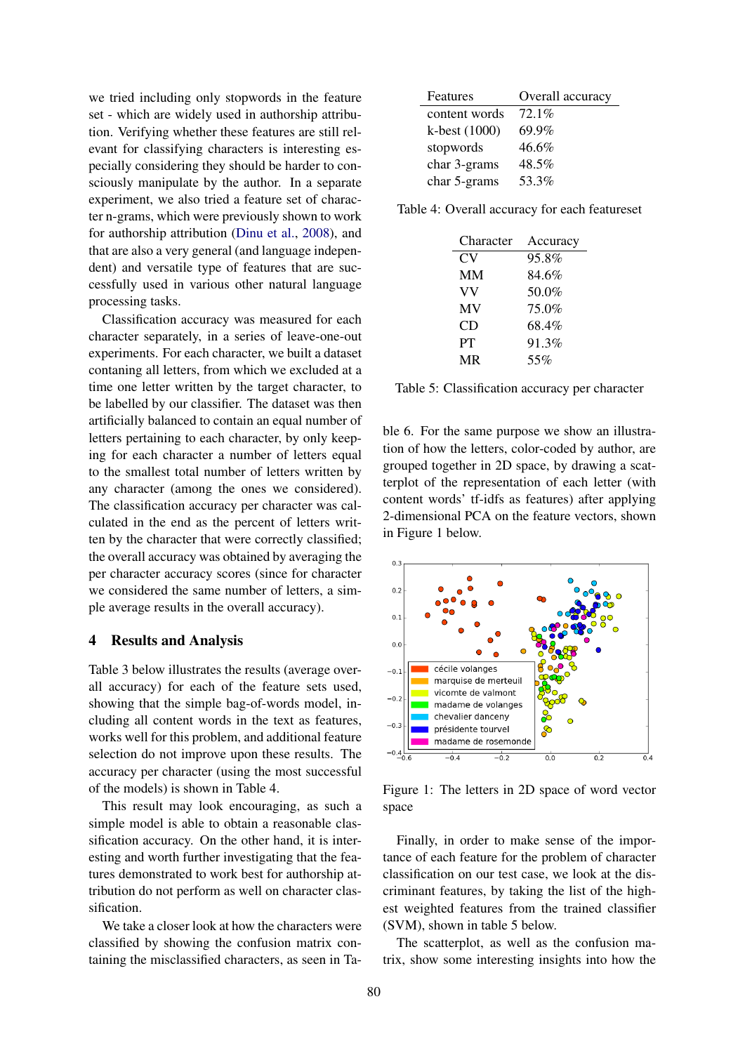we tried including only stopwords in the feature set - which are widely used in authorship attribution. Verifying whether these features are still relevant for classifying characters is interesting especially considering they should be harder to consciously manipulate by the author. In a separate experiment, we also tried a feature set of character n-grams, which were previously shown to work for authorship attribution (Dinu et al., 2008), and that are also a very general (and language independent) and versatile type of features that are successfully used in various other natural language processing tasks.

Classification accuracy was measured for each character separately, in a series of leave-one-out experiments. For each character, we built a dataset contaning all letters, from which we excluded at a time one letter written by the target character, to be labelled by our classifier. The dataset was then artificially balanced to contain an equal number of letters pertaining to each character, by only keeping for each character a number of letters equal to the smallest total number of letters written by any character (among the ones we considered). The classification accuracy per character was calculated in the end as the percent of letters written by the character that were correctly classified; the overall accuracy was obtained by averaging the per character accuracy scores (since for character we considered the same number of letters, a simple average results in the overall accuracy).

## 4 Results and Analysis

Table 3 below illustrates the results (average overall accuracy) for each of the feature sets used, showing that the simple bag-of-words model, including all content words in the text as features, works well for this problem, and additional feature selection do not improve upon these results. The accuracy per character (using the most successful of the models) is shown in Table 4.

This result may look encouraging, as such a simple model is able to obtain a reasonable classification accuracy. On the other hand, it is interesting and worth further investigating that the features demonstrated to work best for authorship attribution do not perform as well on character classification.

We take a closer look at how the characters were classified by showing the confusion matrix containing the misclassified characters, as seen in Table 6. For the same purpose we show an illustration of how the letters, color-coded by author, are grouped together in 2D space, by drawing a scatterplot of the representation of each letter (with content words' tf-idfs as features) after applying 2-dimensional PCA on the feature vectors, shown in Figure 1 below.

| Features | Overall accuracy |
|---|---|
| content words | 72.1% |
| k-best (1000) | 69.9% |
| stopwords | 46.6% |
| char 3-grams | 48.5% |
| char 5-grams | 53.3% |

Table 4: Overall accuracy for each featureset

| Character | Accuracy |
|---|---|
| CV | 95.8% |
| MM | 84.6% |
| VV | 50.0% |
| MV | 75.0% |
| CD | 68.4% |
| PT | 91.3% |
| MR | 55% |

Table 5: Classification accuracy per character

Figure 1: The letters in 2D space of word vector space

Finally, in order to make sense of the importance of each feature for the problem of character classification on our test case, we look at the discriminant features, by taking the list of the highest weighted features from the trained classifier (SVM), shown in table 5 below.

The scatterplot, as well as the confusion matrix, show some interesting insights into how the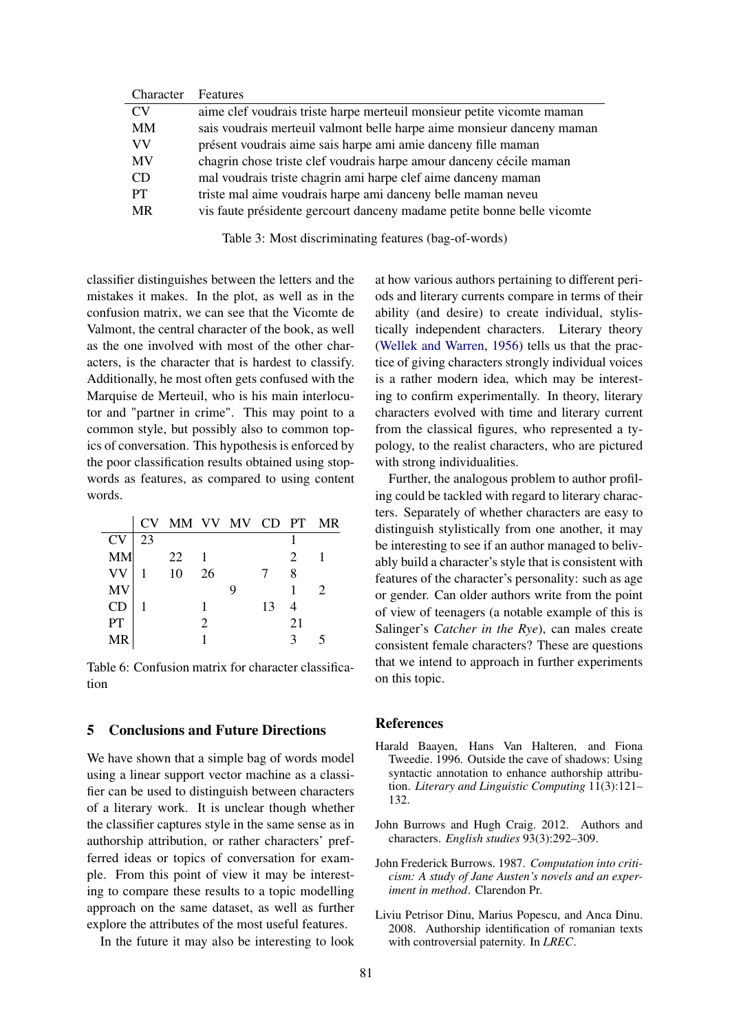| Character | Features |
|---|---|
| CV | aime clef voudrais triste harpe merteuil monsieur petite vicomte maman |
| MM | sais voudrais merteuil valmont belle harpe aime monsieur danceny maman |
| VV | présent voudrais aime sais harpe ami amie danceny fille maman |
| MV | chagrin chose triste clef voudrais harpe amour danceny cécile maman |
| CD | mal voudrais triste chagrin ami harpe clef aime danceny maman |
| PT | triste mal aime voudrais harpe ami danceny belle maman neveu |
| MR | vis faute présidente gercourt danceny madame petite bonne belle vicomte |

Table 3: Most discriminating features (bag-of-words)

classifier distinguishes between the letters and the mistakes it makes. In the plot, as well as in the confusion matrix, we can see that the Vicomte de Valmont, the central character of the book, as well as the one involved with most of the other characters, is the character that is hardest to classify. Additionally, he most often gets confused with the Marquise de Merteuil, who is his main interlocutor and "partner in crime". This may point to a common style, but possibly also to common topics of conversation. This hypothesis is enforced by the poor classification results obtained using stopwords as features, as compared to using content words.

| | CV | MM | VV | MV | CD | PT | MR |
|---|---|---|---|---|---|---|---|
| CV | 23 | | | | | 1 | |
| MM | | 22 | 1 | | | 2 | 1 |
| VV | 1 | 10 | 26 | | 7 | 8 | |
| MV | | | | 9 | | 1 | 2 |
| CD | 1 | | 1 | | 13 | 4 | |
| PT | | | 2 | | | 21 | |
| MR | | | 1 | | | 3 | 5 |

Table 6: Confusion matrix for character classification

## 5 Conclusions and Future Directions

We have shown that a simple bag of words model using a linear support vector machine as a classifier can be used to distinguish between characters of a literary work. It is unclear though whether the classifier captures style in the same sense as in authorship attribution, or rather characters' pefferred ideas or topics of conversation for example. From this point of view it may be interesting to compare these results to a topic modelling approach on the same dataset, as well as further explore the attributes of the most useful features.

In the future it may also be interesting to look at how various authors pertaining to different periods and literary currents compare in terms of their ability (and desire) to create individual, stylistically independent characters. Literary theory (Wellek and Warren, 1956) tells us that the practice of giving characters strongly individual voices is a rather modern idea, which may be interesting to confirm experimentally. In theory, literary characters evolved with time and literary current from the classical figures, who represented a typology, to the realist characters, who are pictured with strong individualities.

Further, the analogous problem to author profiling could be tackled with regard to literary characters. Separately of whether characters are easy to distinguish stylistically from one another, it may be interesting to see if an author managed to belivably build a character's style that is consistent with features of the character's personality: such as age or gender. Can older authors write from the point of view of teenagers (a notable example of this is Salinger's *Catcher in the Rye*), can males create consistent female characters? These are questions that we intend to approach in further experiments on this topic.

## References

Harald Baayen, Hans Van Halteren, and Fiona Tweedie. 1996. Outside the cave of shadows: Using syntactic annotation to enhance authorship attribution. *Literary and Linguistic Computing* 11(3):121–132.

John Burrows and Hugh Craig. 2012. Authors and characters. *English studies* 93(3):292–309.

John Frederick Burrows. 1987. *Computation into criticism: A study of Jane Austen's novels and an experiment in method*. Clarendon Pr.

Liviu Petrisor Dinu, Marius Popescu, and Anca Dinu. 2008. Authorship identification of romanian texts with controversial paternity. In *LREC*.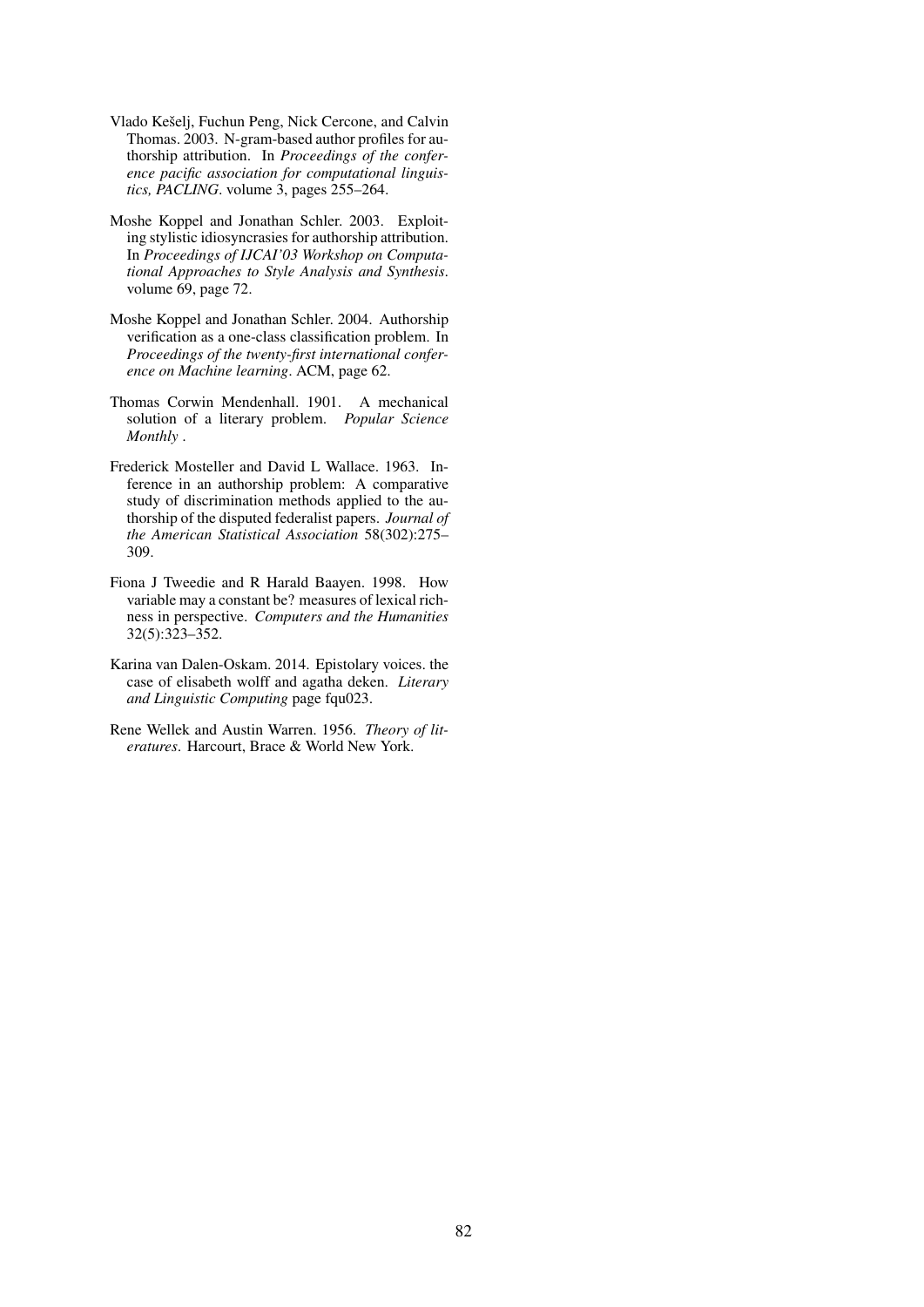Vlado Kešelj, Fuchun Peng, Nick Cercone, and Calvin Thomas. 2003. N-gram-based author profiles for authorship attribution. In *Proceedings of the conference pacific association for computational linguistics, PACLING*. volume 3, pages 255–264.

Moshe Koppel and Jonathan Schler. 2003. Exploiting stylistic idiosyncrasies for authorship attribution. In *Proceedings of IJCAI'03 Workshop on Computational Approaches to Style Analysis and Synthesis*. volume 69, page 72.

Moshe Koppel and Jonathan Schler. 2004. Authorship verification as a one-class classification problem. In *Proceedings of the twenty-first international conference on Machine learning*. ACM, page 62.

Thomas Corwin Mendenhall. 1901. A mechanical solution of a literary problem. *Popular Science Monthly* .

Frederick Mosteller and David L Wallace. 1963. Inference in an authorship problem: A comparative study of discrimination methods applied to the authorship of the disputed federalist papers. *Journal of the American Statistical Association* 58(302):275–309.

Fiona J Tweedie and R Harald Baayen. 1998. How variable may a constant be? measures of lexical richness in perspective. *Computers and the Humanities* 32(5):323–352.

Karina van Dalen-Oskam. 2014. Epistolary voices. the case of elisabeth wolff and agatha deken. *Literary and Linguistic Computing* page fqu023.

Rene Wellek and Austin Warren. 1956. *Theory of literatures*. Harcourt, Brace & World New York.